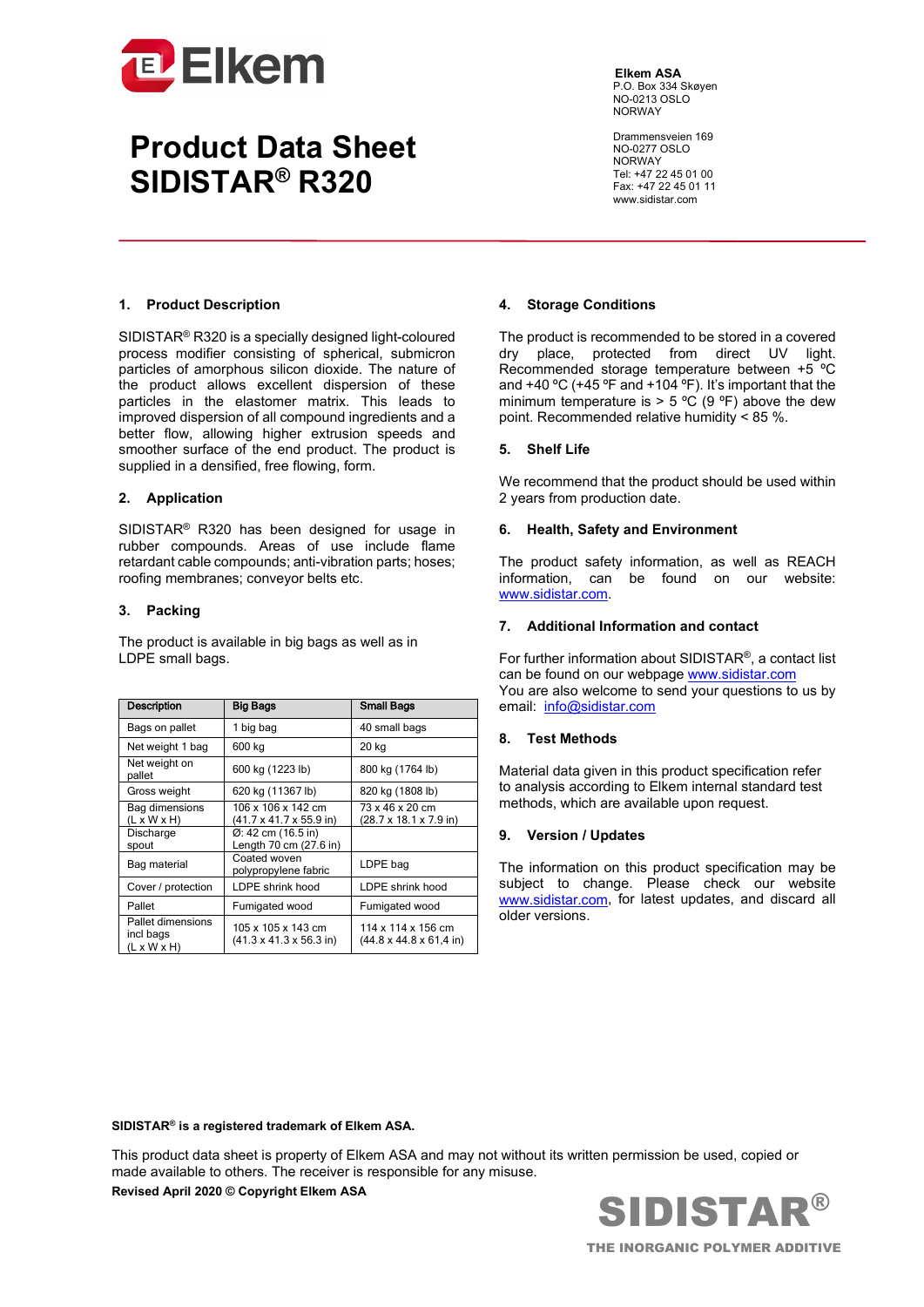Elkem

**Elkem ASA**
P.O. Box 334 Skøyen
NO-0213 OSLO
NORWAY

Drammensveien 169
NO-0277 OSLO
NORWAY
Tel: +47 22 45 01 00
Fax: +47 22 45 01 11
www.sidistar.com

# Product Data Sheet
# SIDISTAR® R320

## 1. Product Description

SIDISTAR® R320 is a specially designed light-coloured process modifier consisting of spherical, submicron particles of amorphous silicon dioxide. The nature of the product allows excellent dispersion of these particles in the elastomer matrix. This leads to improved dispersion of all compound ingredients and a better flow, allowing higher extrusion speeds and smoother surface of the end product. The product is supplied in a densified, free flowing, form.

## 2. Application

SIDISTAR® R320 has been designed for usage in rubber compounds. Areas of use include flame retardant cable compounds; anti-vibration parts; hoses; roofing membranes; conveyor belts etc.

## 3. Packing

The product is available in big bags as well as in LDPE small bags.

| Description | Big Bags | Small Bags |
|---|---|---|
| Bags on pallet | 1 big bag | 40 small bags |
| Net weight 1 bag | 600 kg | 20 kg |
| Net weight on pallet | 600 kg (1223 lb) | 800 kg (1764 lb) |
| Gross weight | 620 kg (11367 lb) | 820 kg (1808 lb) |
| Bag dimensions (L x W x H) | 106 x 106 x 142 cm (41.7 x 41.7 x 55.9 in) | 73 x 46 x 20 cm (28.7 x 18.1 x 7.9 in) |
| Discharge spout | Ø: 42 cm (16.5 in) Length 70 cm (27.6 in) | |
| Bag material | Coated woven polypropylene fabric | LDPE bag |
| Cover / protection | LDPE shrink hood | LDPE shrink hood |
| Pallet | Fumigated wood | Fumigated wood |
| Pallet dimensions incl bags (L x W x H) | 105 x 105 x 143 cm (41.3 x 41.3 x 56.3 in) | 114 x 114 x 156 cm (44.8 x 44.8 x 61,4 in) |

## 4. Storage Conditions

The product is recommended to be stored in a covered dry place, protected from direct UV light. Recommended storage temperature between +5 ºC and +40 ºC (+45 ºF and +104 ºF). It's important that the minimum temperature is > 5 ºC (9 ºF) above the dew point. Recommended relative humidity < 85 %.

## 5. Shelf Life

We recommend that the product should be used within 2 years from production date.

## 6. Health, Safety and Environment

The product safety information, as well as REACH information, can be found on our website: www.sidistar.com.

## 7. Additional Information and contact

For further information about SIDISTAR®, a contact list can be found on our webpage www.sidistar.com
You are also welcome to send your questions to us by email: info@sidistar.com

## 8. Test Methods

Material data given in this product specification refer to analysis according to Elkem internal standard test methods, which are available upon request.

## 9. Version / Updates

The information on this product specification may be subject to change. Please check our website www.sidistar.com, for latest updates, and discard all older versions.

**SIDISTAR® is a registered trademark of Elkem ASA.**

This product data sheet is property of Elkem ASA and may not without its written permission be used, copied or made available to others. The receiver is responsible for any misuse.

**Revised April 2020 © Copyright Elkem ASA**

SIDISTAR®
THE INORGANIC POLYMER ADDITIVE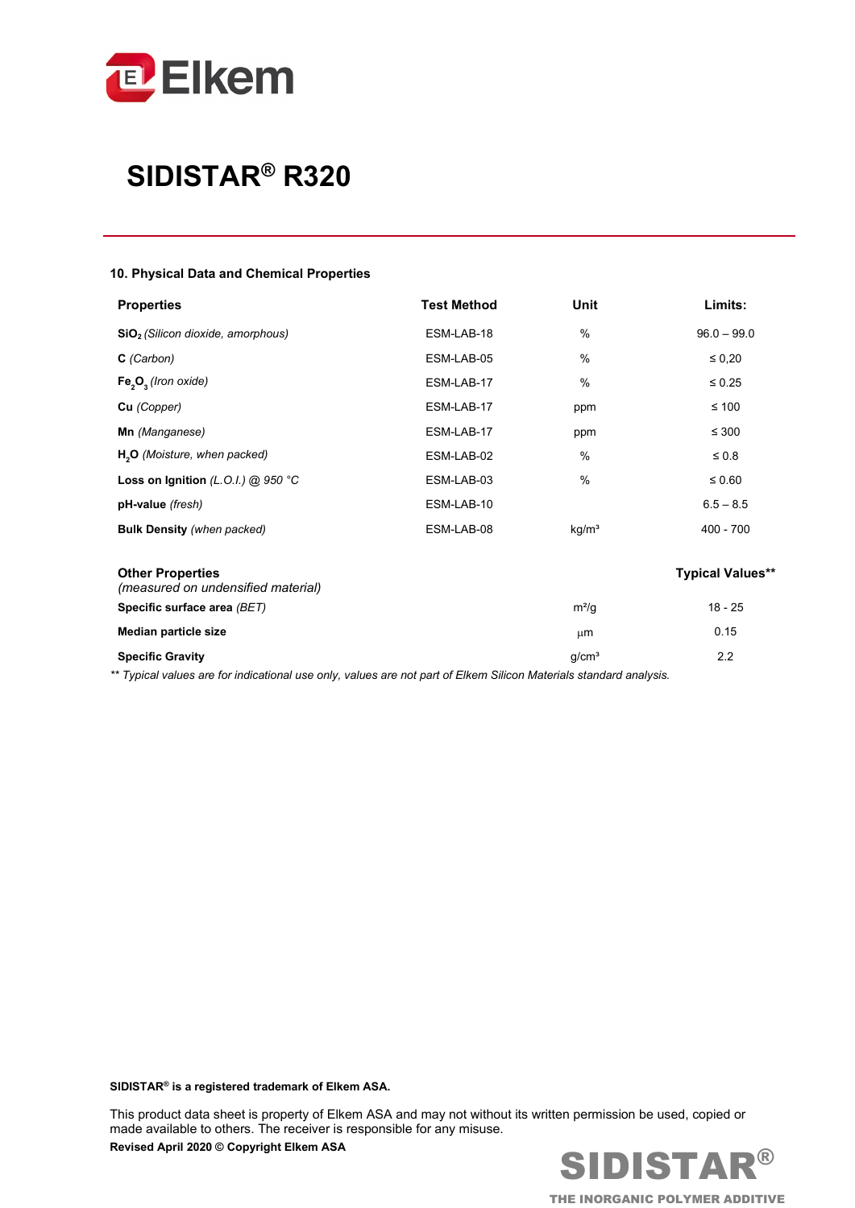# SIDISTAR® R320

## 10. Physical Data and Chemical Properties

| Properties | Test Method | Unit | Limits: |
|---|---|---|---|
| **$SiO_2$** *(Silicon dioxide, amorphous)* | ESM-LAB-18 | % | 96.0 – 99.0 |
| **C** *(Carbon)* | ESM-LAB-05 | % | ≤ 0,20 |
| **$Fe_2O_3$** *(Iron oxide)* | ESM-LAB-17 | % | ≤ 0.25 |
| **Cu** *(Copper)* | ESM-LAB-17 | ppm | ≤ 100 |
| **Mn** *(Manganese)* | ESM-LAB-17 | ppm | ≤ 300 |
| **$H_2O$** *(Moisture, when packed)* | ESM-LAB-02 | % | ≤ 0.8 |
| **Loss on Ignition** *(L.O.I.) @ 950 °C* | ESM-LAB-03 | % | ≤ 0.60 |
| **pH-value** *(fresh)* | ESM-LAB-10 | | 6.5 – 8.5 |
| **Bulk Density** *(when packed)* | ESM-LAB-08 | kg/m³ | 400 - 700 |

| **Other Properties** *(measured on undensified material)* | Unit | **Typical Values\*\*** |
|---|---|---|
| **Specific surface area** *(BET)* | m²/g | 18 - 25 |
| **Median particle size** | µm | 0.15 |
| **Specific Gravity** | g/cm³ | 2.2 |

*\*\* Typical values are for indicational use only, values are not part of Elkem Silicon Materials standard analysis.*

**SIDISTAR® is a registered trademark of Elkem ASA.**

This product data sheet is property of Elkem ASA and may not without its written permission be used, copied or made available to others. The receiver is responsible for any misuse.

**Revised April 2020 © Copyright Elkem ASA**

SIDISTAR®

THE INORGANIC POLYMER ADDITIVE